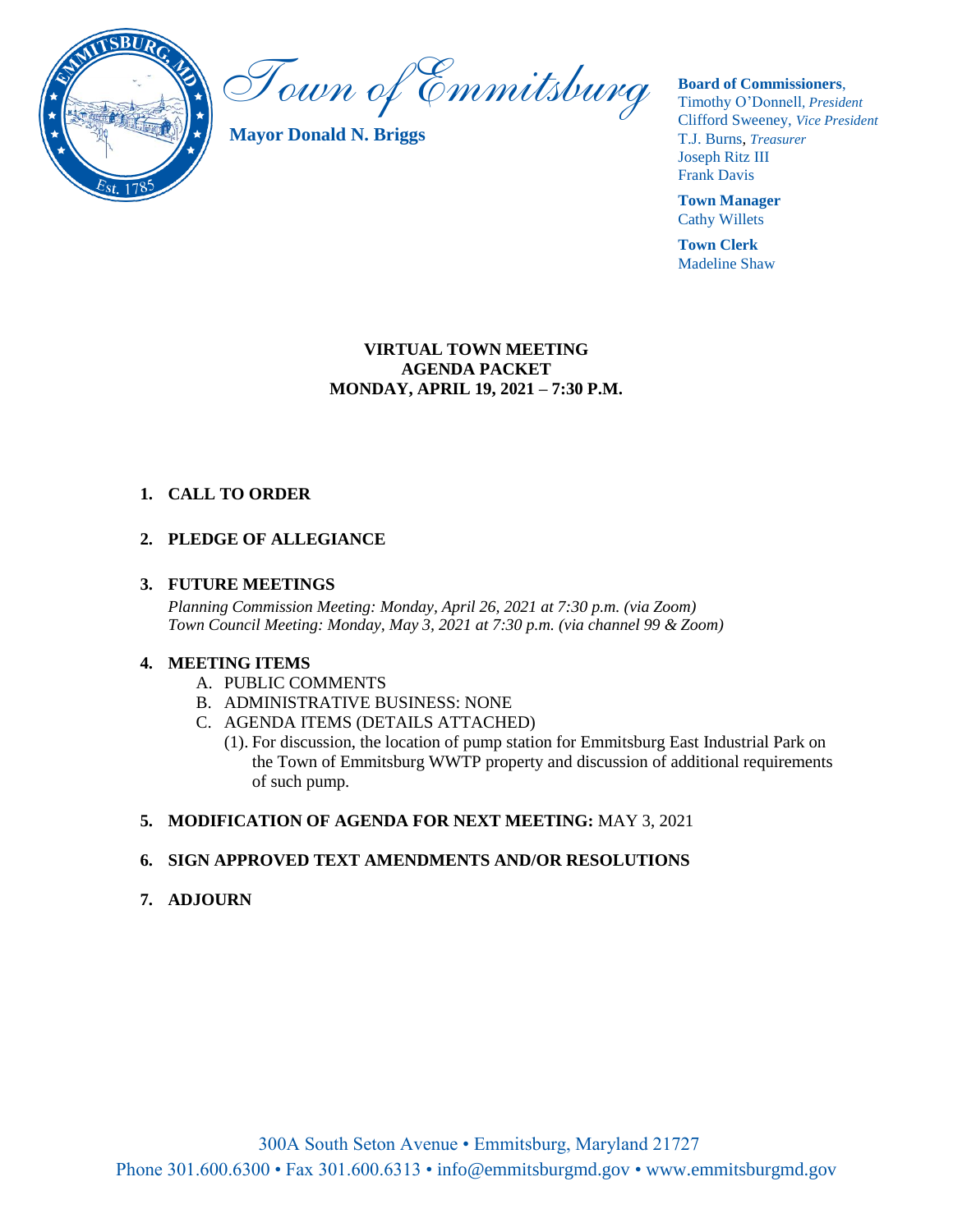# Town of Emmitsburg

**Mayor Donald N. Briggs**

**Board of Commissioners**,
Timothy O'Donnell, *President*
Clifford Sweeney, *Vice President*
T.J. Burns, *Treasurer*
Joseph Ritz III
Frank Davis

**Town Manager**
Cathy Willets

**Town Clerk**
Madeline Shaw

**VIRTUAL TOWN MEETING**
**AGENDA PACKET**
**MONDAY, APRIL 19, 2021 – 7:30 P.M.**

1. **CALL TO ORDER**

2. **PLEDGE OF ALLEGIANCE**

3. **FUTURE MEETINGS**
   *Planning Commission Meeting: Monday, April 26, 2021 at 7:30 p.m. (via Zoom)*
   *Town Council Meeting: Monday, May 3, 2021 at 7:30 p.m. (via channel 99 & Zoom)*

4. **MEETING ITEMS**
   A. PUBLIC COMMENTS
   B. ADMINISTRATIVE BUSINESS: NONE
   C. AGENDA ITEMS (DETAILS ATTACHED)
      (1). For discussion, the location of pump station for Emmitsburg East Industrial Park on the Town of Emmitsburg WWTP property and discussion of additional requirements of such pump.

5. **MODIFICATION OF AGENDA FOR NEXT MEETING:** MAY 3, 2021

6. **SIGN APPROVED TEXT AMENDMENTS AND/OR RESOLUTIONS**

7. **ADJOURN**

300A South Seton Avenue • Emmitsburg, Maryland 21727
Phone 301.600.6300 • Fax 301.600.6313 • info@emmitsburgmd.gov • www.emmitsburgmd.gov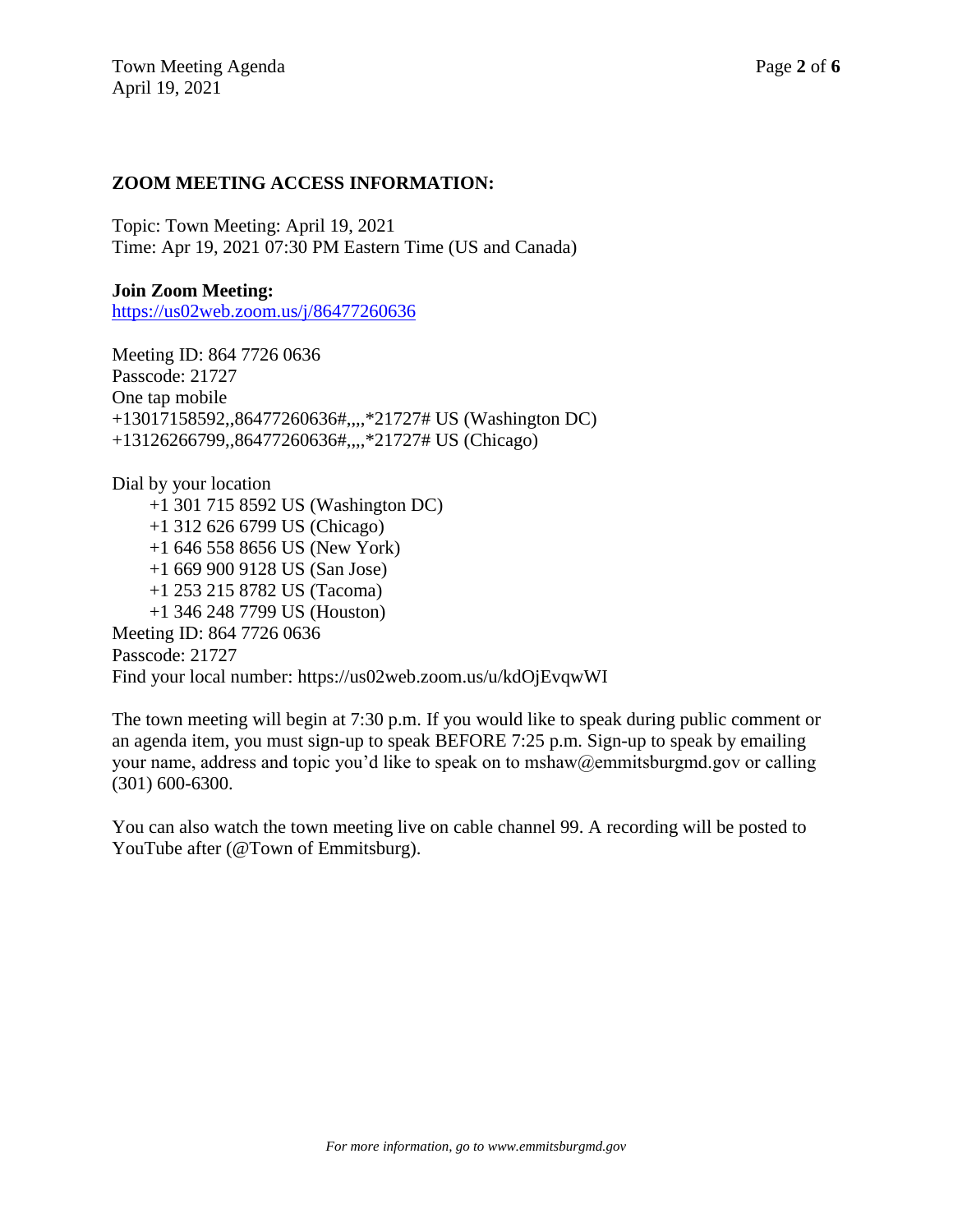## ZOOM MEETING ACCESS INFORMATION:

Topic: Town Meeting: April 19, 2021
Time: Apr 19, 2021 07:30 PM Eastern Time (US and Canada)

**Join Zoom Meeting:**
[https://us02web.zoom.us/j/86477260636](https://us02web.zoom.us/j/86477260636)

Meeting ID: 864 7726 0636
Passcode: 21727
One tap mobile
+13017158592,,86477260636#,,,,*21727# US (Washington DC)
+13126266799,,86477260636#,,,,*21727# US (Chicago)

Dial by your location
- +1 301 715 8592 US (Washington DC)
- +1 312 626 6799 US (Chicago)
- +1 646 558 8656 US (New York)
- +1 669 900 9128 US (San Jose)
- +1 253 215 8782 US (Tacoma)
- +1 346 248 7799 US (Houston)

Meeting ID: 864 7726 0636
Passcode: 21727
Find your local number: https://us02web.zoom.us/u/kdOjEvqwWI

The town meeting will begin at 7:30 p.m. If you would like to speak during public comment or an agenda item, you must sign-up to speak BEFORE 7:25 p.m. Sign-up to speak by emailing your name, address and topic you'd like to speak on to mshaw@emmitsburgmd.gov or calling (301) 600-6300.

You can also watch the town meeting live on cable channel 99. A recording will be posted to YouTube after (@Town of Emmitsburg).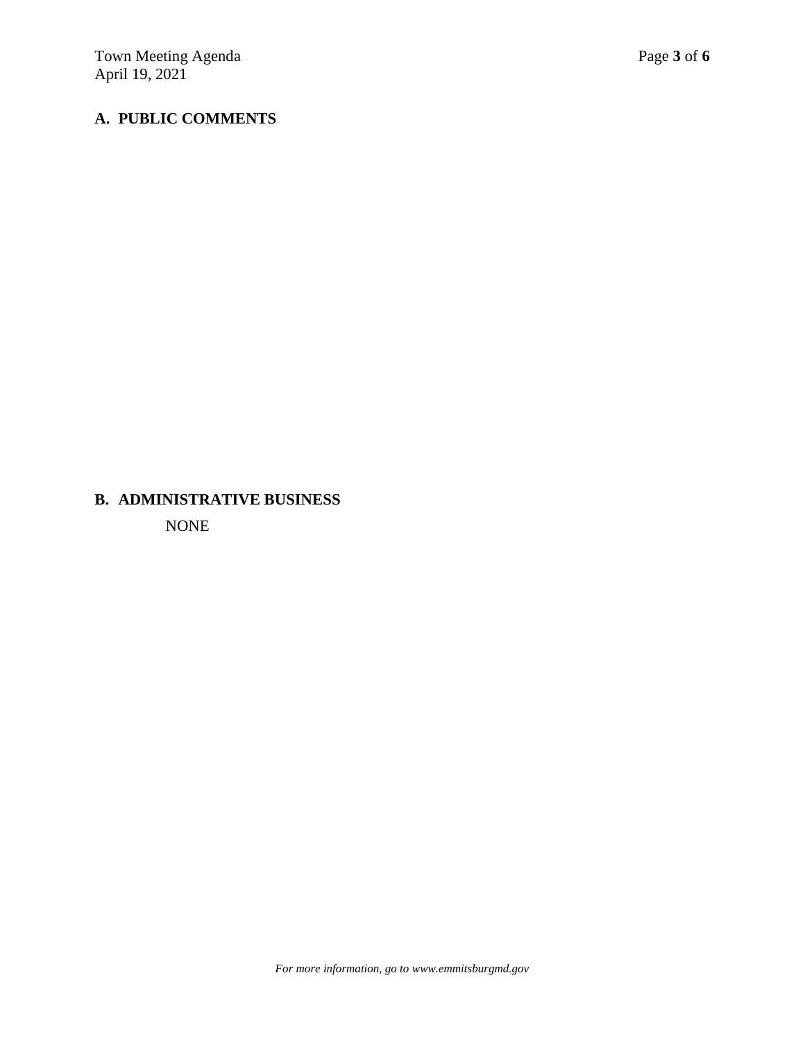## A. PUBLIC COMMENTS

## B. ADMINISTRATIVE BUSINESS

NONE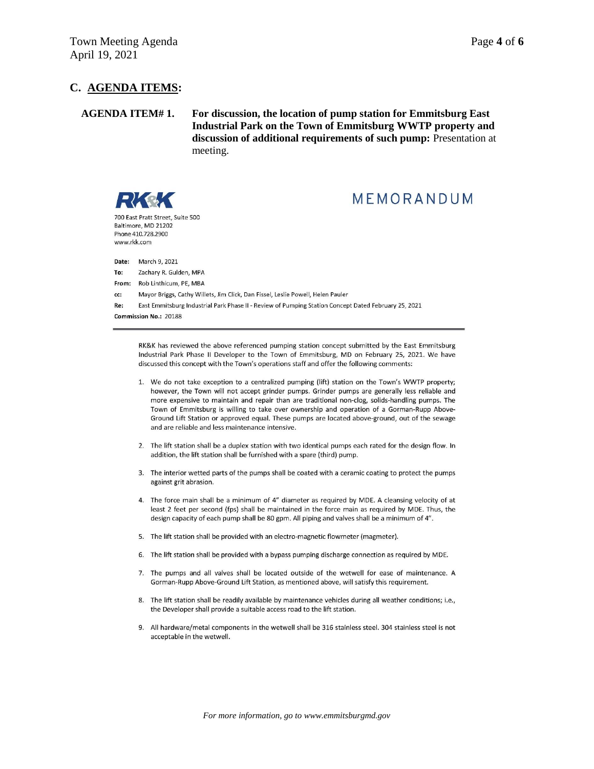## C. AGENDA ITEMS:

**AGENDA ITEM# 1.** **For discussion, the location of pump station for Emmitsburg East Industrial Park on the Town of Emmitsburg WWTP property and discussion of additional requirements of such pump:** Presentation at meeting.

**RK&K**

700 East Pratt Street, Suite 500
Baltimore, MD 21202
Phone 410.728.2900
www.rkk.com

# MEMORANDUM

**Date:** March 9, 2021

**To:** Zachary R. Gulden, MPA

**From:** Rob Linthicum, PE, MBA

**cc:** Mayor Briggs, Cathy Willets, Jim Click, Dan Fissel, Leslie Powell, Helen Pauler

**Re:** East Emmitsburg Industrial Park Phase II - Review of Pumping Station Concept Dated February 25, 2021

**Commission No.:** 20188

RK&K has reviewed the above referenced pumping station concept submitted by the East Emmitsburg Industrial Park Phase II Developer to the Town of Emmitsburg, MD on February 25, 2021. We have discussed this concept with the Town's operations staff and offer the following comments:

1. We do not take exception to a centralized pumping (lift) station on the Town's WWTP property; however, the Town will not accept grinder pumps. Grinder pumps are generally less reliable and more expensive to maintain and repair than are traditional non-clog, solids-handling pumps. The Town of Emmitsburg is willing to take over ownership and operation of a Gorman-Rupp Above-Ground Lift Station or approved equal. These pumps are located above-ground, out of the sewage and are reliable and less maintenance intensive.

2. The lift station shall be a duplex station with two identical pumps each rated for the design flow. In addition, the lift station shall be furnished with a spare (third) pump.

3. The interior wetted parts of the pumps shall be coated with a ceramic coating to protect the pumps against grit abrasion.

4. The force main shall be a minimum of 4" diameter as required by MDE. A cleansing velocity of at least 2 feet per second (fps) shall be maintained in the force main as required by MDE. Thus, the design capacity of each pump shall be 80 gpm. All piping and valves shall be a minimum of 4".

5. The lift station shall be provided with an electro-magnetic flowmeter (magmeter).

6. The lift station shall be provided with a bypass pumping discharge connection as required by MDE.

7. The pumps and all valves shall be located outside of the wetwell for ease of maintenance. A Gorman-Rupp Above-Ground Lift Station, as mentioned above, will satisfy this requirement.

8. The lift station shall be readily available by maintenance vehicles during all weather conditions; i.e., the Developer shall provide a suitable access road to the lift station.

9. All hardware/metal components in the wetwell shall be 316 stainless steel. 304 stainless steel is not acceptable in the wetwell.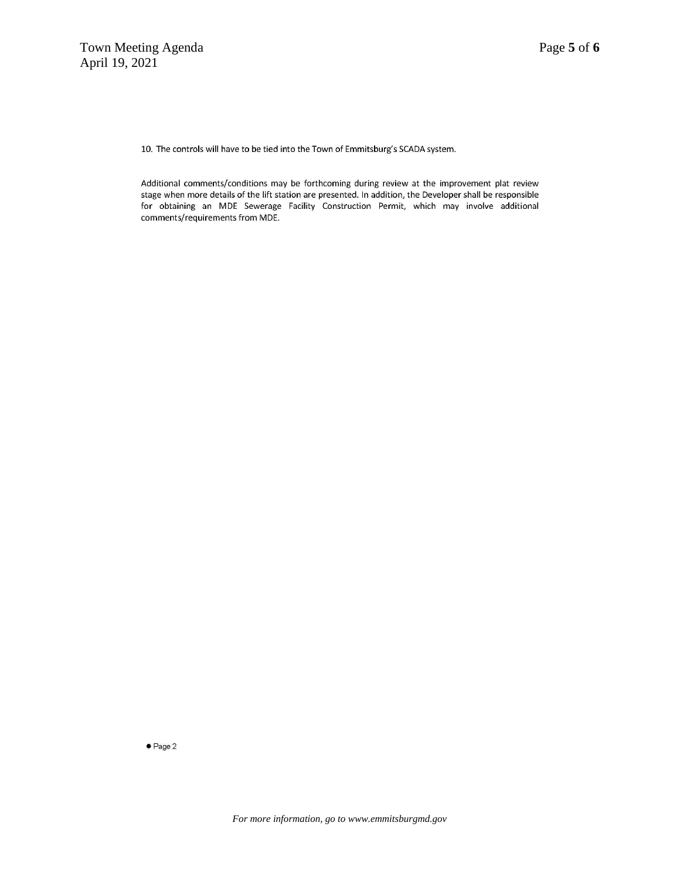10. The controls will have to be tied into the Town of Emmitsburg's SCADA system.

Additional comments/conditions may be forthcoming during review at the improvement plat review stage when more details of the lift station are presented. In addition, the Developer shall be responsible for obtaining an MDE Sewerage Facility Construction Permit, which may involve additional comments/requirements from MDE.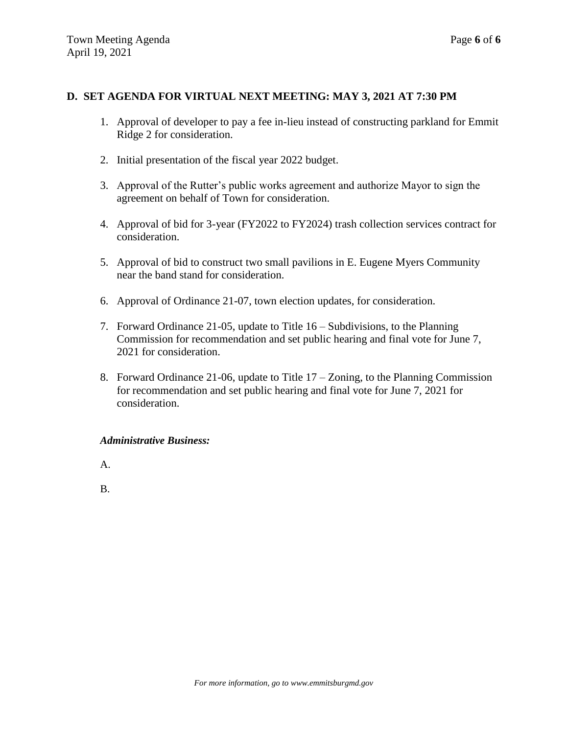## D. SET AGENDA FOR VIRTUAL NEXT MEETING: MAY 3, 2021 AT 7:30 PM

1. Approval of developer to pay a fee in-lieu instead of constructing parkland for Emmit Ridge 2 for consideration.

2. Initial presentation of the fiscal year 2022 budget.

3. Approval of the Rutter's public works agreement and authorize Mayor to sign the agreement on behalf of Town for consideration.

4. Approval of bid for 3-year (FY2022 to FY2024) trash collection services contract for consideration.

5. Approval of bid to construct two small pavilions in E. Eugene Myers Community near the band stand for consideration.

6. Approval of Ordinance 21-07, town election updates, for consideration.

7. Forward Ordinance 21-05, update to Title 16 – Subdivisions, to the Planning Commission for recommendation and set public hearing and final vote for June 7, 2021 for consideration.

8. Forward Ordinance 21-06, update to Title 17 – Zoning, to the Planning Commission for recommendation and set public hearing and final vote for June 7, 2021 for consideration.

***Administrative Business:***

A.

B.

*For more information, go to www.emmitsburgmd.gov*